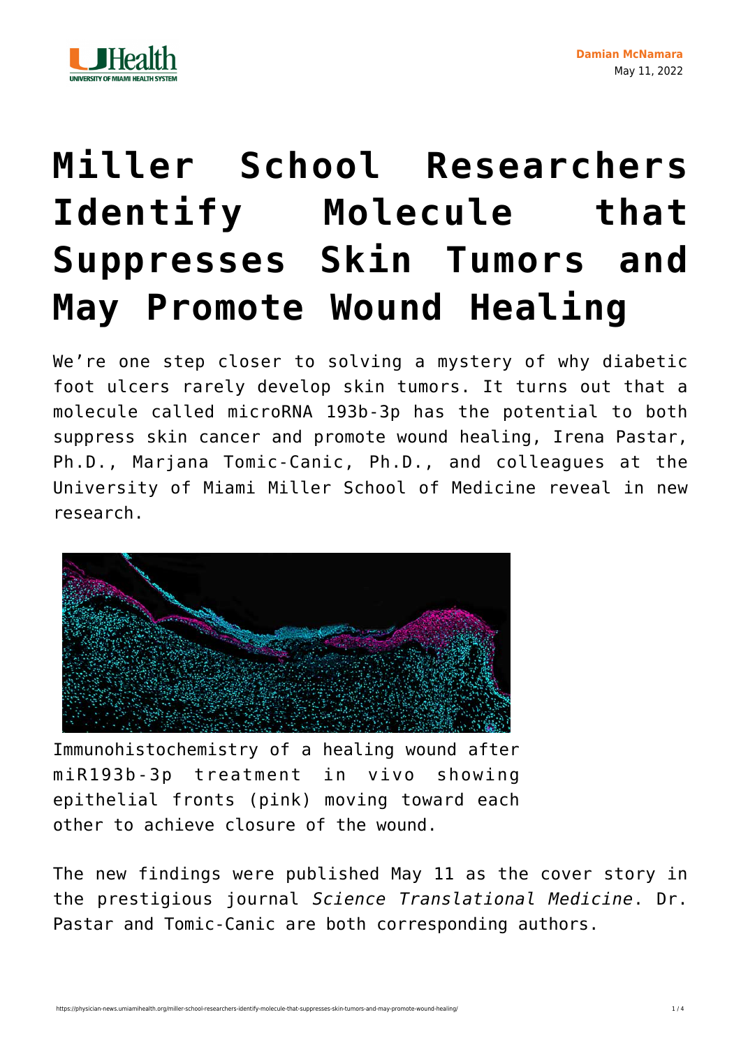Damian McNamara
May 11, 2022

# Miller School Researchers Identify Molecule that Suppresses Skin Tumors and May Promote Wound Healing

We're one step closer to solving a mystery of why diabetic foot ulcers rarely develop skin tumors. It turns out that a molecule called microRNA 193b-3p has the potential to both suppress skin cancer and promote wound healing, Irena Pastar, Ph.D., Marjana Tomic-Canic, Ph.D., and colleagues at the University of Miami Miller School of Medicine reveal in new research.

Immunohistochemistry of a healing wound after miR193b-3p treatment in vivo showing epithelial fronts (pink) moving toward each other to achieve closure of the wound.

The new findings were published May 11 as the cover story in the prestigious journal *Science Translational Medicine*. Dr. Pastar and Tomic-Canic are both corresponding authors.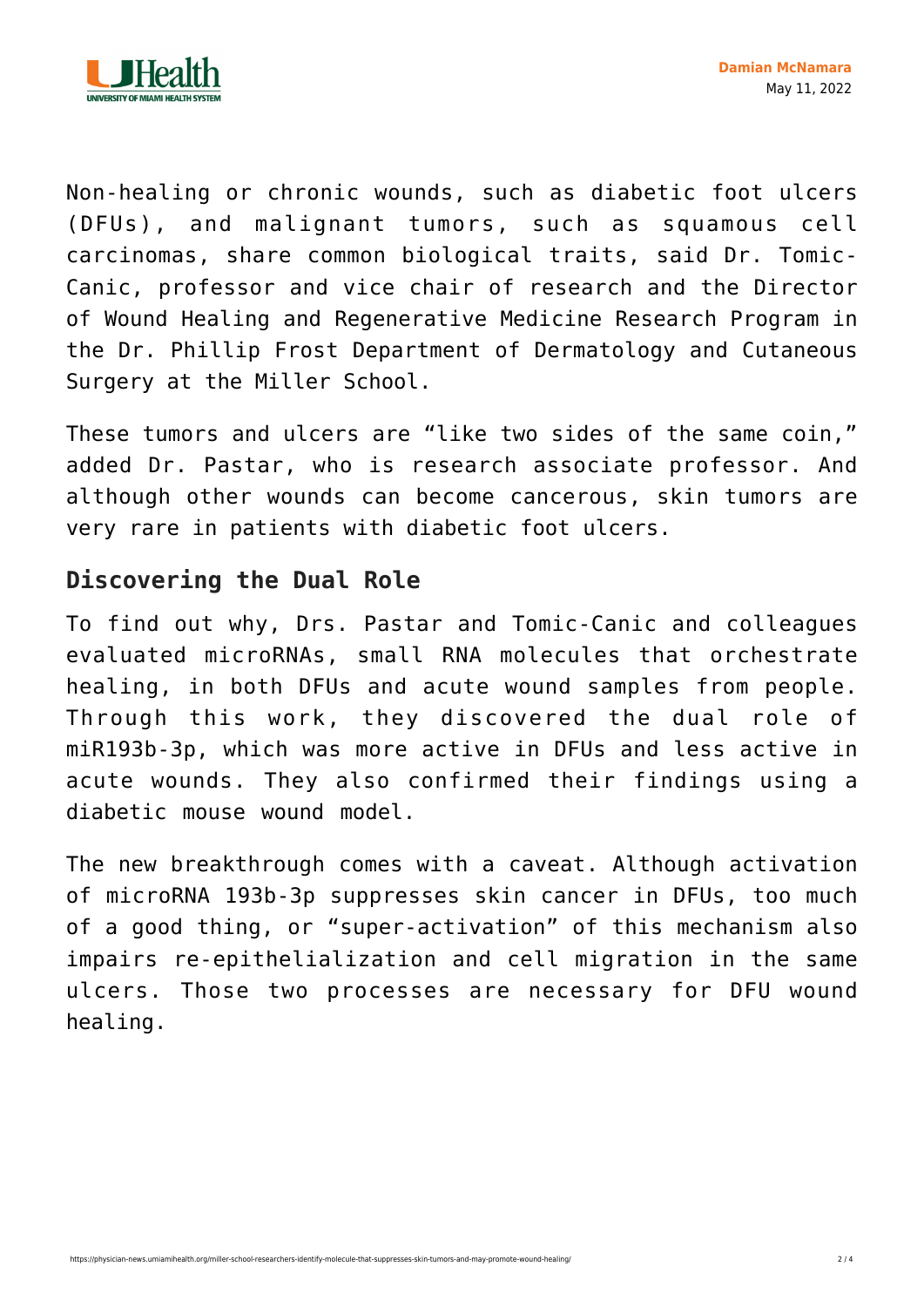Non-healing or chronic wounds, such as diabetic foot ulcers (DFUs), and malignant tumors, such as squamous cell carcinomas, share common biological traits, said Dr. Tomic-Canic, professor and vice chair of research and the Director of Wound Healing and Regenerative Medicine Research Program in the Dr. Phillip Frost Department of Dermatology and Cutaneous Surgery at the Miller School.

These tumors and ulcers are “like two sides of the same coin,” added Dr. Pastar, who is research associate professor. And although other wounds can become cancerous, skin tumors are very rare in patients with diabetic foot ulcers.

## Discovering the Dual Role

To find out why, Drs. Pastar and Tomic-Canic and colleagues evaluated microRNAs, small RNA molecules that orchestrate healing, in both DFUs and acute wound samples from people. Through this work, they discovered the dual role of miR193b-3p, which was more active in DFUs and less active in acute wounds. They also confirmed their findings using a diabetic mouse wound model.

The new breakthrough comes with a caveat. Although activation of microRNA 193b-3p suppresses skin cancer in DFUs, too much of a good thing, or “super-activation” of this mechanism also impairs re-epithelialization and cell migration in the same ulcers. Those two processes are necessary for DFU wound healing.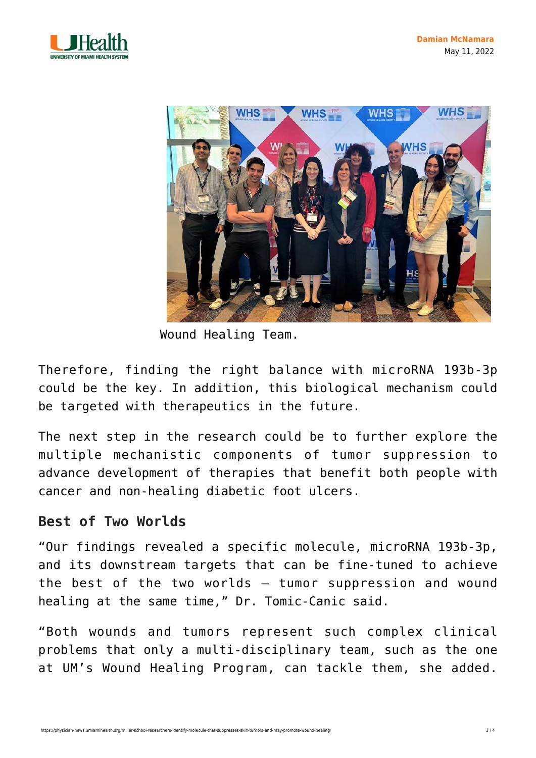Wound Healing Team.

Therefore, finding the right balance with microRNA 193b-3p could be the key. In addition, this biological mechanism could be targeted with therapeutics in the future.

The next step in the research could be to further explore the multiple mechanistic components of tumor suppression to advance development of therapies that benefit both people with cancer and non-healing diabetic foot ulcers.

## Best of Two Worlds

"Our findings revealed a specific molecule, microRNA 193b-3p, and its downstream targets that can be fine-tuned to achieve the best of the two worlds – tumor suppression and wound healing at the same time," Dr. Tomic-Canic said.

"Both wounds and tumors represent such complex clinical problems that only a multi-disciplinary team, such as the one at UM's Wound Healing Program, can tackle them, she added.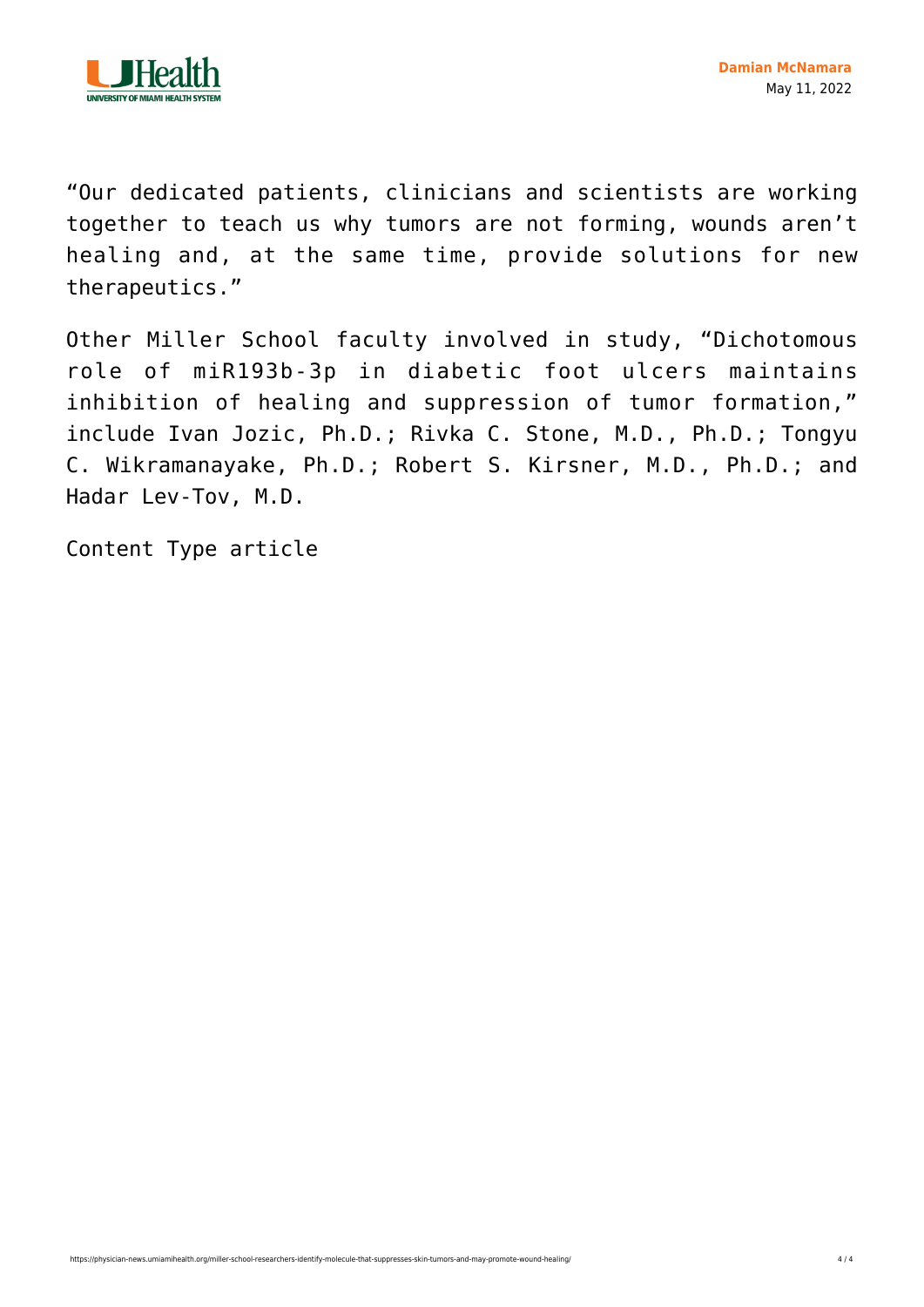"Our dedicated patients, clinicians and scientists are working together to teach us why tumors are not forming, wounds aren't healing and, at the same time, provide solutions for new therapeutics."

Other Miller School faculty involved in study, "Dichotomous role of miR193b-3p in diabetic foot ulcers maintains inhibition of healing and suppression of tumor formation," include Ivan Jozic, Ph.D.; Rivka C. Stone, M.D., Ph.D.; Tongyu C. Wikramanayake, Ph.D.; Robert S. Kirsner, M.D., Ph.D.; and Hadar Lev-Tov, M.D.

Content Type article